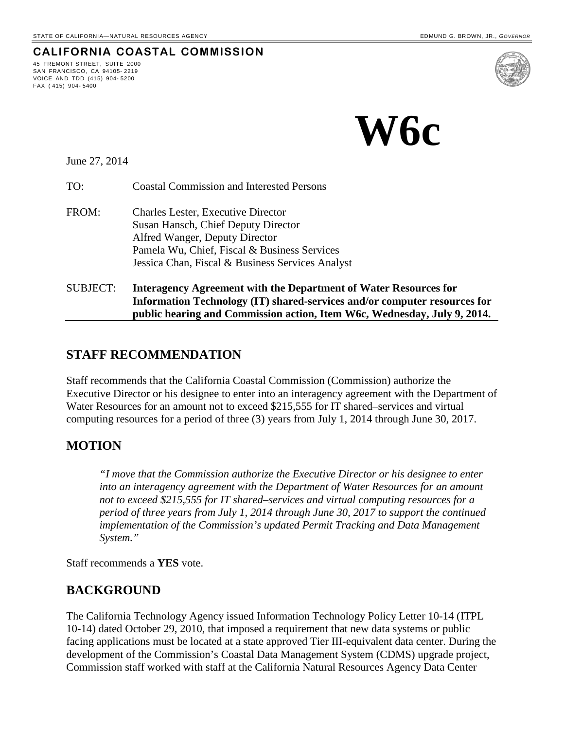STATE OF CALIFORNIA—NATURAL RESOURCES AGENCY EDMUND G. BROWN, JR., *GOVERNOR*

**CALIFORNIA COASTAL COMMISSION**

45 FREMONT STREET, SUITE 2000
SAN FRANCISCO, CA 94105-2219
VOICE AND TDD (415) 904-5200
FAX (415) 904-5400

# W6c

June 27, 2014

TO: Coastal Commission and Interested Persons

FROM: Charles Lester, Executive Director
Susan Hansch, Chief Deputy Director
Alfred Wanger, Deputy Director
Pamela Wu, Chief, Fiscal & Business Services
Jessica Chan, Fiscal & Business Services Analyst

SUBJECT: **Interagency Agreement with the Department of Water Resources for Information Technology (IT) shared-services and/or computer resources for public hearing and Commission action, Item W6c, Wednesday, July 9, 2014.**

## STAFF RECOMMENDATION

Staff recommends that the California Coastal Commission (Commission) authorize the Executive Director or his designee to enter into an interagency agreement with the Department of Water Resources for an amount not to exceed $215,555 for IT shared–services and virtual computing resources for a period of three (3) years from July 1, 2014 through June 30, 2017.

## MOTION

*"I move that the Commission authorize the Executive Director or his designee to enter into an interagency agreement with the Department of Water Resources for an amount not to exceed $215,555 for IT shared–services and virtual computing resources for a period of three years from July 1, 2014 through June 30, 2017 to support the continued implementation of the Commission's updated Permit Tracking and Data Management System."*

Staff recommends a **YES** vote.

## BACKGROUND

The California Technology Agency issued Information Technology Policy Letter 10-14 (ITPL 10-14) dated October 29, 2010, that imposed a requirement that new data systems or public facing applications must be located at a state approved Tier III-equivalent data center. During the development of the Commission's Coastal Data Management System (CDMS) upgrade project, Commission staff worked with staff at the California Natural Resources Agency Data Center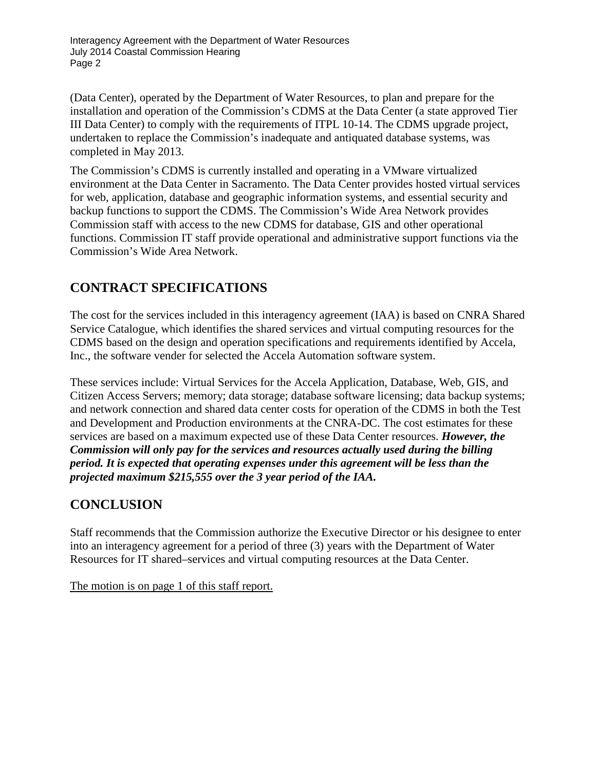(Data Center), operated by the Department of Water Resources, to plan and prepare for the installation and operation of the Commission's CDMS at the Data Center (a state approved Tier III Data Center) to comply with the requirements of ITPL 10-14. The CDMS upgrade project, undertaken to replace the Commission's inadequate and antiquated database systems, was completed in May 2013.

The Commission's CDMS is currently installed and operating in a VMware virtualized environment at the Data Center in Sacramento. The Data Center provides hosted virtual services for web, application, database and geographic information systems, and essential security and backup functions to support the CDMS. The Commission's Wide Area Network provides Commission staff with access to the new CDMS for database, GIS and other operational functions. Commission IT staff provide operational and administrative support functions via the Commission's Wide Area Network.

## CONTRACT SPECIFICATIONS

The cost for the services included in this interagency agreement (IAA) is based on CNRA Shared Service Catalogue, which identifies the shared services and virtual computing resources for the CDMS based on the design and operation specifications and requirements identified by Accela, Inc., the software vender for selected the Accela Automation software system.

These services include: Virtual Services for the Accela Application, Database, Web, GIS, and Citizen Access Servers; memory; data storage; database software licensing; data backup systems; and network connection and shared data center costs for operation of the CDMS in both the Test and Development and Production environments at the CNRA-DC. The cost estimates for these services are based on a maximum expected use of these Data Center resources. ***However, the Commission will only pay for the services and resources actually used during the billing period. It is expected that operating expenses under this agreement will be less than the projected maximum $215,555 over the 3 year period of the IAA.***

## CONCLUSION

Staff recommends that the Commission authorize the Executive Director or his designee to enter into an interagency agreement for a period of three (3) years with the Department of Water Resources for IT shared–services and virtual computing resources at the Data Center.

<u>The motion is on page 1 of this staff report.</u>